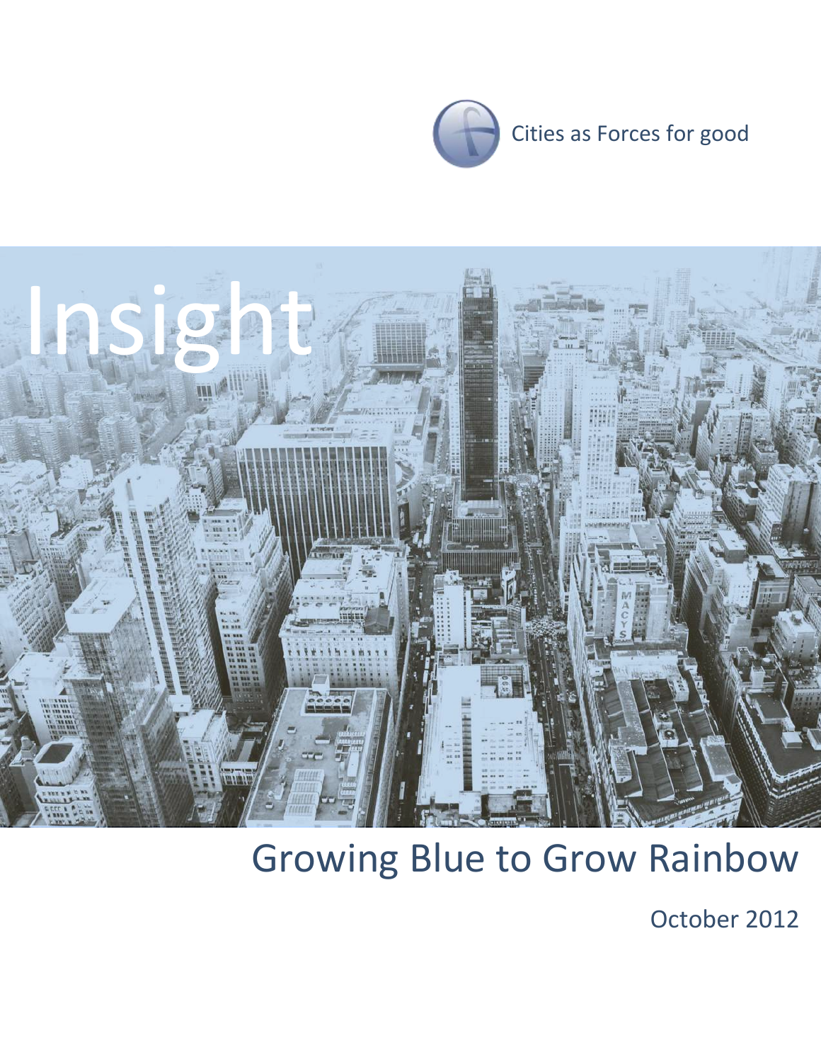Cities as Forces for good

# Insight

## Growing Blue to Grow Rainbow

October 2012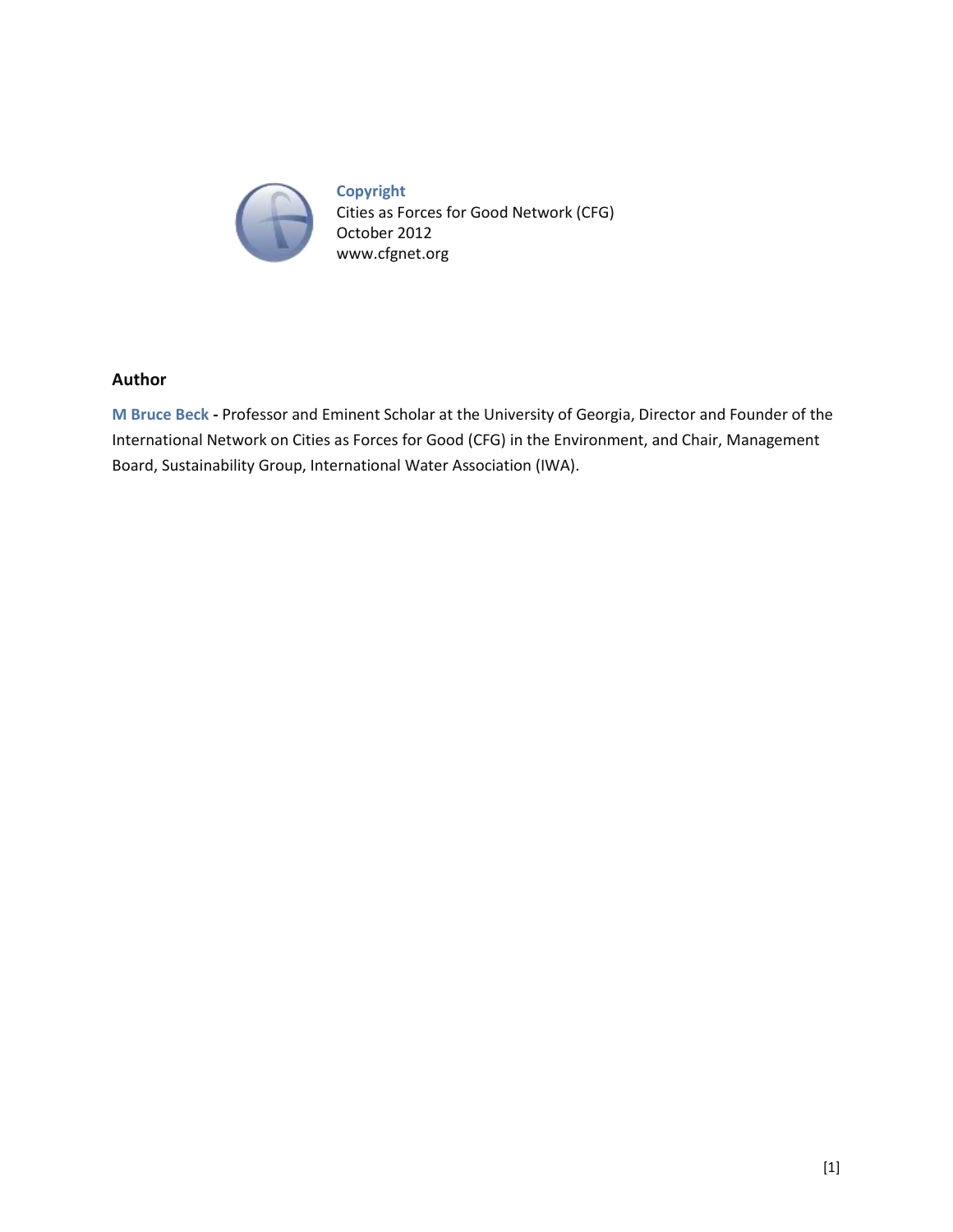**Copyright**
Cities as Forces for Good Network (CFG)
October 2012
www.cfgnet.org

## Author

**M Bruce Beck** - Professor and Eminent Scholar at the University of Georgia, Director and Founder of the International Network on Cities as Forces for Good (CFG) in the Environment, and Chair, Management Board, Sustainability Group, International Water Association (IWA).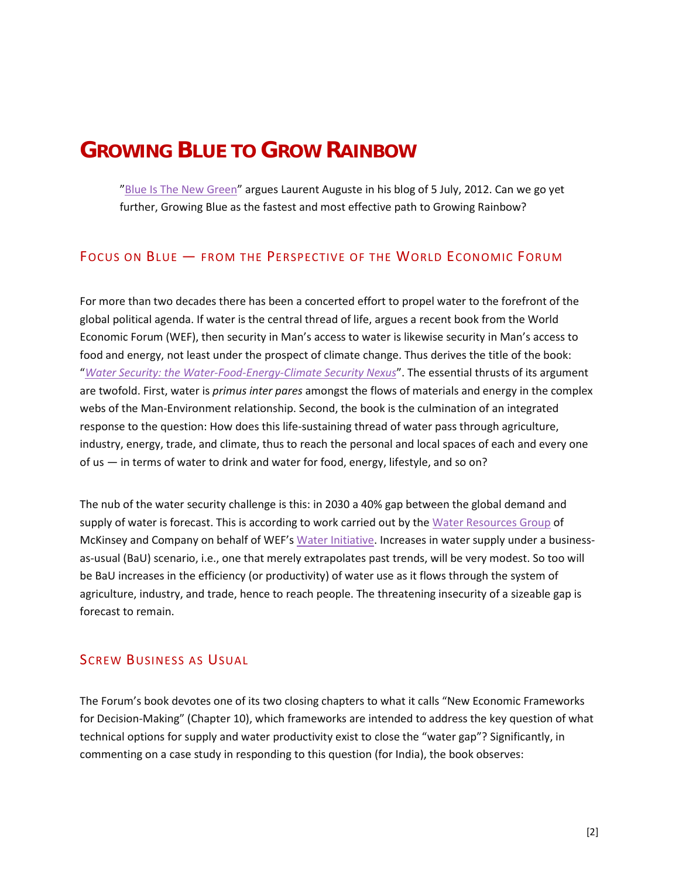# Growing Blue to Grow Rainbow

"Blue Is The New Green" argues Laurent Auguste in his blog of 5 July, 2012. Can we go yet further, Growing Blue as the fastest and most effective path to Growing Rainbow?

## Focus on Blue — from the Perspective of the World Economic Forum

For more than two decades there has been a concerted effort to propel water to the forefront of the global political agenda. If water is the central thread of life, argues a recent book from the World Economic Forum (WEF), then security in Man's access to water is likewise security in Man's access to food and energy, not least under the prospect of climate change. Thus derives the title of the book: "*Water Security: the Water-Food-Energy-Climate Security Nexus*". The essential thrusts of its argument are twofold. First, water is *primus inter pares* amongst the flows of materials and energy in the complex webs of the Man-Environment relationship. Second, the book is the culmination of an integrated response to the question: How does this life-sustaining thread of water pass through agriculture, industry, energy, trade, and climate, thus to reach the personal and local spaces of each and every one of us — in terms of water to drink and water for food, energy, lifestyle, and so on?

The nub of the water security challenge is this: in 2030 a 40% gap between the global demand and supply of water is forecast. This is according to work carried out by the Water Resources Group of McKinsey and Company on behalf of WEF's Water Initiative. Increases in water supply under a business-as-usual (BaU) scenario, i.e., one that merely extrapolates past trends, will be very modest. So too will be BaU increases in the efficiency (or productivity) of water use as it flows through the system of agriculture, industry, and trade, hence to reach people. The threatening insecurity of a sizeable gap is forecast to remain.

## Screw Business as Usual

The Forum's book devotes one of its two closing chapters to what it calls "New Economic Frameworks for Decision-Making" (Chapter 10), which frameworks are intended to address the key question of what technical options for supply and water productivity exist to close the "water gap"? Significantly, in commenting on a case study in responding to this question (for India), the book observes: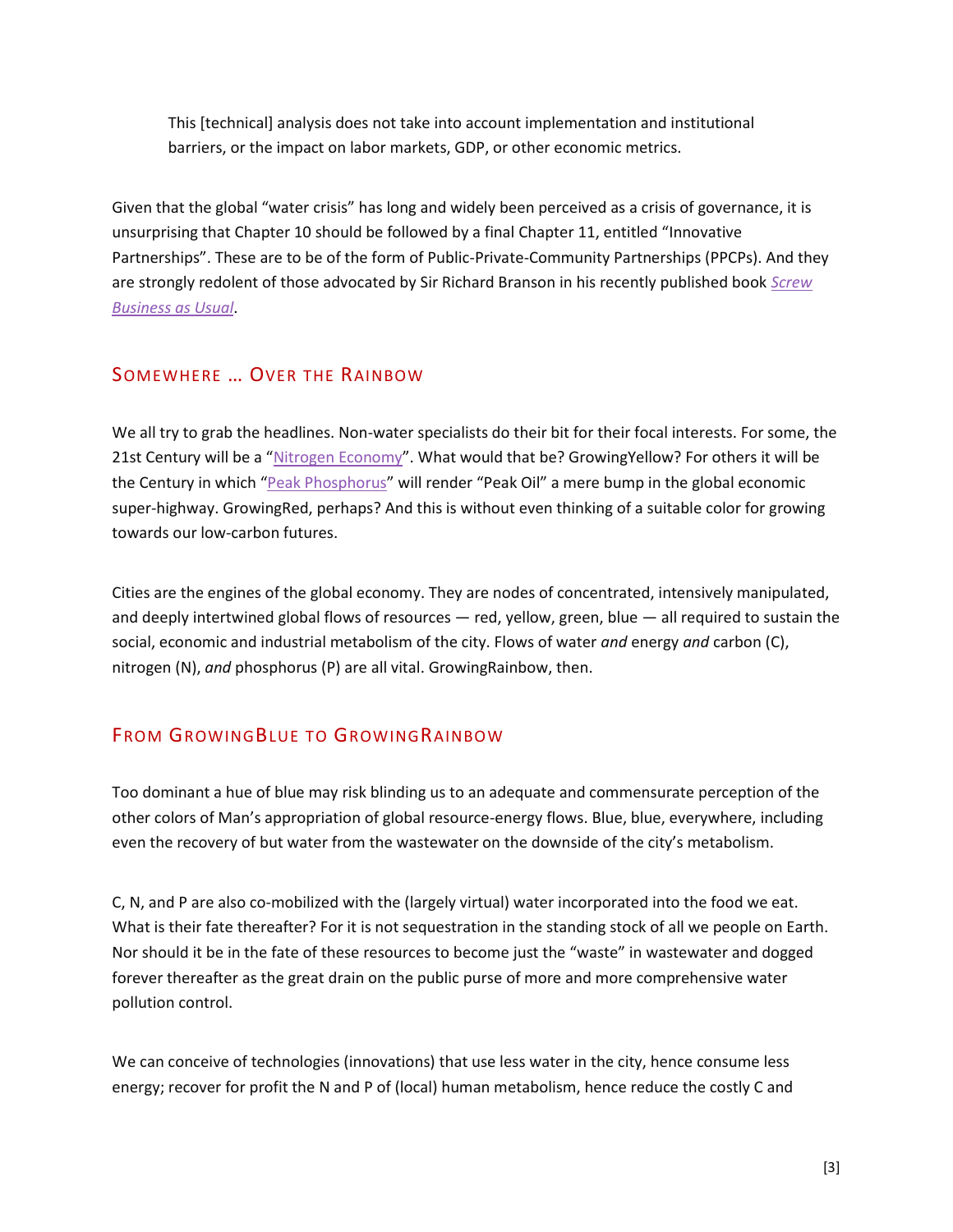> This [technical] analysis does not take into account implementation and institutional barriers, or the impact on labor markets, GDP, or other economic metrics.

Given that the global "water crisis" has long and widely been perceived as a crisis of governance, it is unsurprising that Chapter 10 should be followed by a final Chapter 11, entitled "Innovative Partnerships". These are to be of the form of Public-Private-Community Partnerships (PPCPs). And they are strongly redolent of those advocated by Sir Richard Branson in his recently published book *Screw Business as Usual*.

## Somewhere … Over the Rainbow

We all try to grab the headlines. Non-water specialists do their bit for their focal interests. For some, the 21st Century will be a "Nitrogen Economy". What would that be? GrowingYellow? For others it will be the Century in which "Peak Phosphorus" will render "Peak Oil" a mere bump in the global economic super-highway. GrowingRed, perhaps? And this is without even thinking of a suitable color for growing towards our low-carbon futures.

Cities are the engines of the global economy. They are nodes of concentrated, intensively manipulated, and deeply intertwined global flows of resources — red, yellow, green, blue — all required to sustain the social, economic and industrial metabolism of the city. Flows of water *and* energy *and* carbon (C), nitrogen (N), *and* phosphorus (P) are all vital. GrowingRainbow, then.

## From GrowingBlue to GrowingRainbow

Too dominant a hue of blue may risk blinding us to an adequate and commensurate perception of the other colors of Man's appropriation of global resource-energy flows. Blue, blue, everywhere, including even the recovery of but water from the wastewater on the downside of the city's metabolism.

C, N, and P are also co-mobilized with the (largely virtual) water incorporated into the food we eat. What is their fate thereafter? For it is not sequestration in the standing stock of all we people on Earth. Nor should it be in the fate of these resources to become just the "waste" in wastewater and dogged forever thereafter as the great drain on the public purse of more and more comprehensive water pollution control.

We can conceive of technologies (innovations) that use less water in the city, hence consume less energy; recover for profit the N and P of (local) human metabolism, hence reduce the costly C and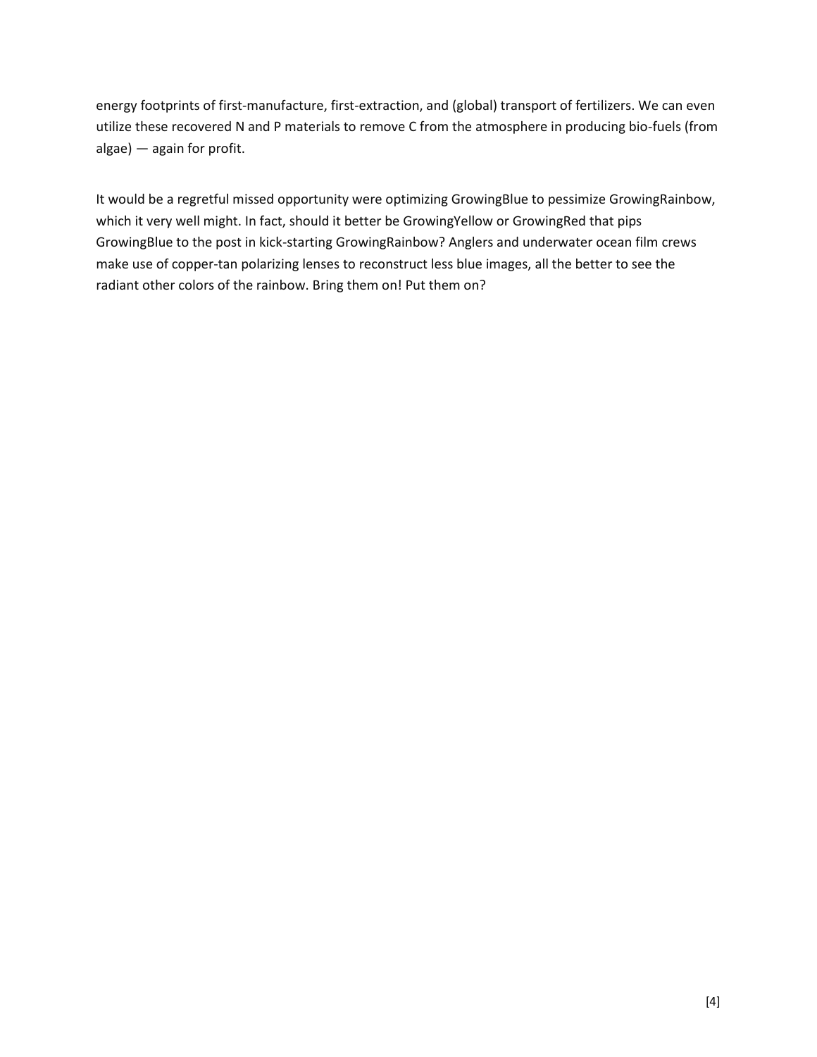energy footprints of first-manufacture, first-extraction, and (global) transport of fertilizers. We can even utilize these recovered N and P materials to remove C from the atmosphere in producing bio-fuels (from algae) — again for profit.

It would be a regretful missed opportunity were optimizing GrowingBlue to pessimize GrowingRainbow, which it very well might. In fact, should it better be GrowingYellow or GrowingRed that pips GrowingBlue to the post in kick-starting GrowingRainbow? Anglers and underwater ocean film crews make use of copper-tan polarizing lenses to reconstruct less blue images, all the better to see the radiant other colors of the rainbow. Bring them on! Put them on?